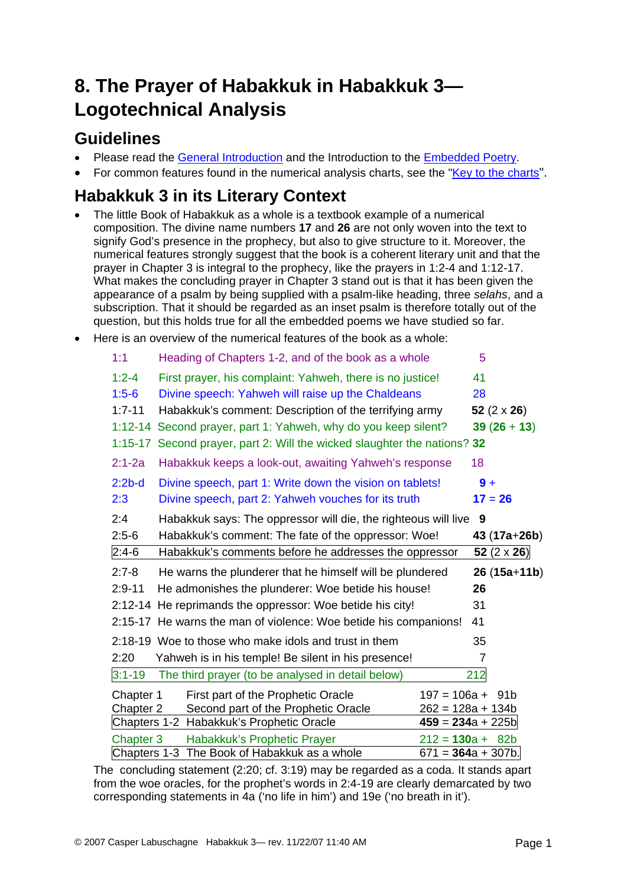// Transcriptions preserve the colour-coded table numbers exactly; they are not checked against the Hebrew text.
# 8. The Prayer of Habakkuk in Habakkuk 3—Logotechnical Analysis

## Guidelines

- Please read the General Introduction and the Introduction to the Embedded Poetry.
- For common features found in the numerical analysis charts, see the "Key to the charts".

## Habakkuk 3 in its Literary Context

- The little Book of Habakkuk as a whole is a textbook example of a numerical composition. The divine name numbers **17** and **26** are not only woven into the text to signify God's presence in the prophecy, but also to give structure to it. Moreover, the numerical features strongly suggest that the book is a coherent literary unit and that the prayer in Chapter 3 is integral to the prophecy, like the prayers in 1:2-4 and 1:12-17. What makes the concluding prayer in Chapter 3 stand out is that it has been given the appearance of a psalm by being supplied with a psalm-like heading, three *selahs*, and a subscription. That it should be regarded as an inset psalm is therefore totally out of the question, but this holds true for all the embedded poems we have studied so far.
- Here is an overview of the numerical features of the book as a whole:

| Verses | Content | Words |
|---|---|---|
| 1:1 | Heading of Chapters 1-2, and of the book as a whole | 5 |
| 1:2-4 | First prayer, his complaint: Yahweh, there is no justice! | 41 |
| 1:5-6 | Divine speech: Yahweh will raise up the Chaldeans | 28 |
| 1:7-11 | Habakkuk's comment: Description of the terrifying army | **52** (2 x **26**) |
| 1:12-14 | Second prayer, part 1: Yahweh, why do you keep silent? | **39** (**26** + **13**) |
| 1:15-17 | Second prayer, part 2: Will the wicked slaughter the nations? | **32** |
| 2:1-2a | Habakkuk keeps a look-out, awaiting Yahweh's response | 18 |
| 2:2b-d | Divine speech, part 1: Write down the vision on tablets! | **9** + |
| 2:3 | Divine speech, part 2: Yahweh vouches for its truth | **17** = **26** |
| 2:4 | Habakkuk says: The oppressor will die, the righteous will live | **9** |
| 2:5-6 | Habakkuk's comment: The fate of the oppressor: Woe! | **43** (**17a**+**26b**) |
| 2:4-6 | Habakkuk's comments before he addresses the oppressor | **52** (2 x **26**) |
| 2:7-8 | He warns the plunderer that he himself will be plundered | **26** (**15a**+**11b**) |
| 2:9-11 | He admonishes the plunderer: Woe betide his house! | **26** |
| 2:12-14 | He reprimands the oppressor: Woe betide his city! | 31 |
| 2:15-17 | He warns the man of violence: Woe betide his companions! | 41 |
| 2:18-19 | Woe to those who make idols and trust in them | 35 |
| 2:20 | Yahweh is in his temple! Be silent in his presence! | 7 |
| 3:1-19 | The third prayer (to be analysed in detail below) | 212 |

| Chapter | Content | Words |
|---|---|---|
| Chapter 1 | First part of the Prophetic Oracle | 197 = 106a + 91b |
| Chapter 2 | Second part of the Prophetic Oracle | 262 = 128a + 134b |
| Chapters 1-2 | Habakkuk's Prophetic Oracle | **459** = **234**a + 225b |
| Chapter 3 | Habakkuk's Prophetic Prayer | 212 = **130**a + 82b |
| Chapters 1-3 | The Book of Habakkuk as a whole | 671 = **364**a + 307b. |

The concluding statement (2:20; cf. 3:19) may be regarded as a coda. It stands apart from the woe oracles, for the prophet's words in 2:4-19 are clearly demarcated by two corresponding statements in 4a ('no life in him') and 19e ('no breath in it').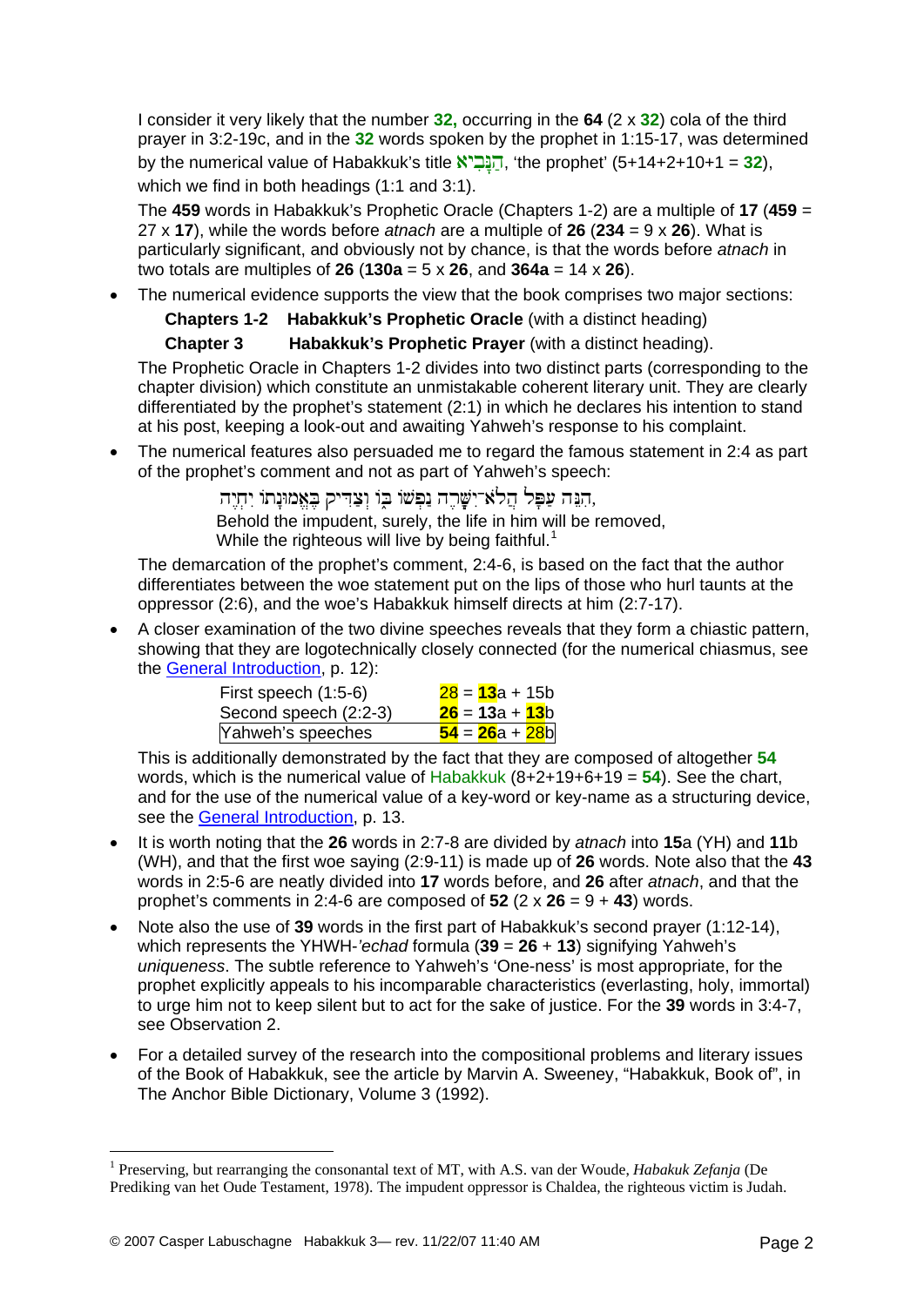I consider it very likely that the number **32,** occurring in the **64** (2 x **32**) cola of the third prayer in 3:2-19c, and in the **32** words spoken by the prophet in 1:15-17, was determined by the numerical value of Habakkuk's title הַנָּבִיא, 'the prophet' (5+14+2+10+1 = **32**), which we find in both headings (1:1 and 3:1).

The **459** words in Habakkuk's Prophetic Oracle (Chapters 1-2) are a multiple of **17** (**459** = 27 x **17**), while the words before *atnach* are a multiple of **26** (**234** = 9 x **26**). What is particularly significant, and obviously not by chance, is that the words before *atnach* in two totals are multiples of **26** (**130a** = 5 x **26**, and **364a** = 14 x **26**).

- The numerical evidence supports the view that the book comprises two major sections:

  **Chapters 1-2** **Habakkuk's Prophetic Oracle** (with a distinct heading)

  **Chapter 3** **Habakkuk's Prophetic Prayer** (with a distinct heading).

  The Prophetic Oracle in Chapters 1-2 divides into two distinct parts (corresponding to the chapter division) which constitute an unmistakable coherent literary unit. They are clearly differentiated by the prophet's statement (2:1) in which he declares his intention to stand at his post, keeping a look-out and awaiting Yahweh's response to his complaint.

- The numerical features also persuaded me to regard the famous statement in 2:4 as part of the prophet's comment and not as part of Yahweh's speech:

  ,הִנֵּה עֻפְּל הֲלֹא־יְשָׁרָה נַפְשׁוֹ בּוֹ וְצַדִּיק בֶּאֱמוּנָתוֹ יִחְיֶה

  Behold the impudent, surely, the life in him will be removed,
  While the righteous will live by being faithful.[1]

  The demarcation of the prophet's comment, 2:4-6, is based on the fact that the author differentiates between the woe statement put on the lips of those who hurl taunts at the oppressor (2:6), and the woe's Habakkuk himself directs at him (2:7-17).

- A closer examination of the two divine speeches reveals that they form a chiastic pattern, showing that they are logotechnically closely connected (for the numerical chiasmus, see the General Introduction, p. 12):

| | |
|---|---|
| First speech (1:5-6) | **28** = **13**a + 15b |
| Second speech (2:2-3) | **26** = **13**a + **13**b |
| Yahweh's speeches | **54** = **26**a + **28**b |

  This is additionally demonstrated by the fact that they are composed of altogether **54** words, which is the numerical value of Habakkuk (8+2+19+6+19 = **54**). See the chart, and for the use of the numerical value of a key-word or key-name as a structuring device, see the General Introduction, p. 13.

- It is worth noting that the **26** words in 2:7-8 are divided by *atnach* into **15**a (YH) and **11**b (WH), and that the first woe saying (2:9-11) is made up of **26** words. Note also that the **43** words in 2:5-6 are neatly divided into **17** words before, and **26** after *atnach*, and that the prophet's comments in 2:4-6 are composed of **52** (2 x **26** = 9 + **43**) words.

- Note also the use of **39** words in the first part of Habakkuk's second prayer (1:12-14), which represents the YHWH-*'echad* formula (**39** = **26** + **13**) signifying Yahweh's *uniqueness*. The subtle reference to Yahweh's 'One-ness' is most appropriate, for the prophet explicitly appeals to his incomparable characteristics (everlasting, holy, immortal) to urge him not to keep silent but to act for the sake of justice. For the **39** words in 3:4-7, see Observation 2.

- For a detailed survey of the research into the compositional problems and literary issues of the Book of Habakkuk, see the article by Marvin A. Sweeney, "Habakkuk, Book of", in The Anchor Bible Dictionary, Volume 3 (1992).

[1] Preserving, but rearranging the consonantal text of MT, with A.S. van der Woude, *Habakuk Zefanja* (De Prediking van het Oude Testament, 1978). The impudent oppressor is Chaldea, the righteous victim is Judah.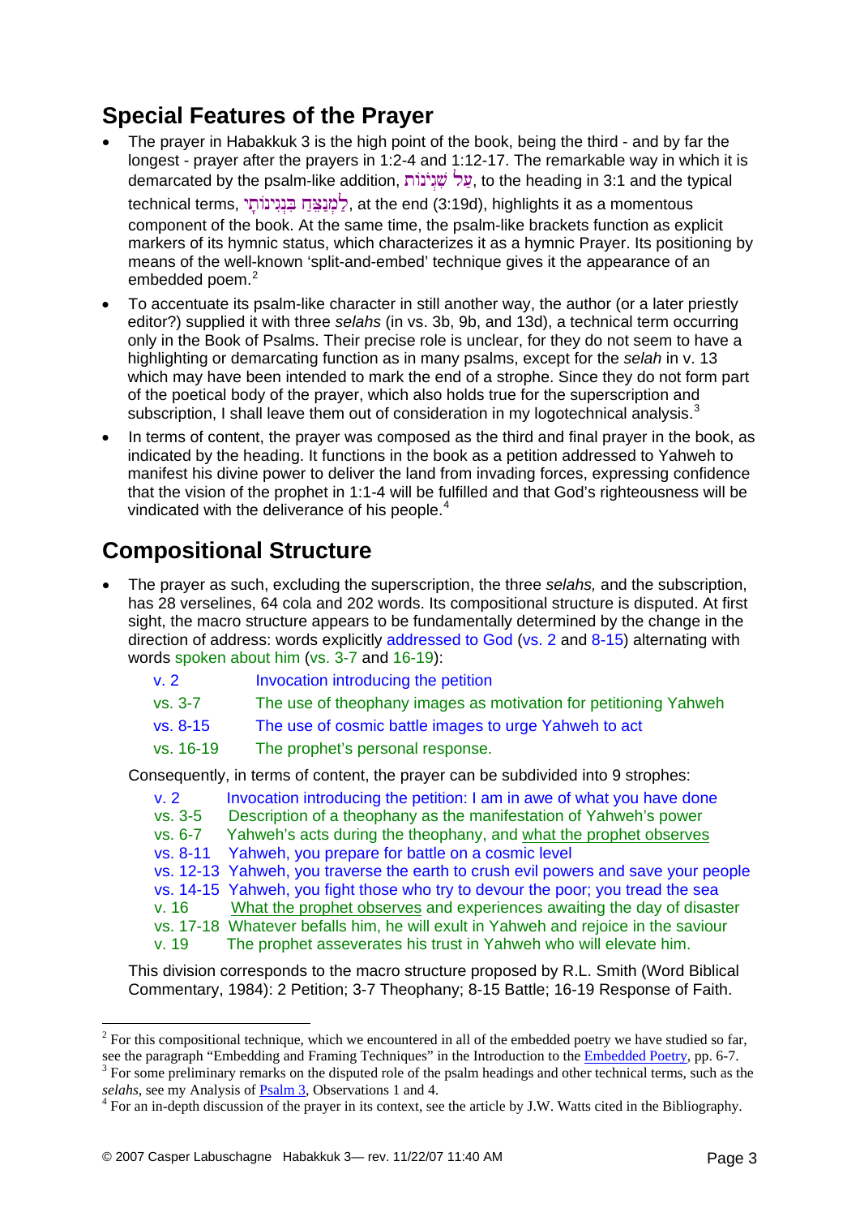## Special Features of the Prayer

- The prayer in Habakkuk 3 is the high point of the book, being the third - and by far the longest - prayer after the prayers in 1:2-4 and 1:12-17. The remarkable way in which it is demarcated by the psalm-like addition, עַל שִׁגְיֹנוֹת, to the heading in 3:1 and the typical technical terms, לַמְנַצֵּחַ בִּנְגִינוֹתָי, at the end (3:19d), highlights it as a momentous component of the book. At the same time, the psalm-like brackets function as explicit markers of its hymnic status, which characterizes it as a hymnic Prayer. Its positioning by means of the well-known 'split-and-embed' technique gives it the appearance of an embedded poem.[2]
- To accentuate its psalm-like character in still another way, the author (or a later priestly editor?) supplied it with three *selahs* (in vs. 3b, 9b, and 13d), a technical term occurring only in the Book of Psalms. Their precise role is unclear, for they do not seem to have a highlighting or demarcating function as in many psalms, except for the *selah* in v. 13 which may have been intended to mark the end of a strophe. Since they do not form part of the poetical body of the prayer, which also holds true for the superscription and subscription, I shall leave them out of consideration in my logotechnical analysis.[3]
- In terms of content, the prayer was composed as the third and final prayer in the book, as indicated by the heading. It functions in the book as a petition addressed to Yahweh to manifest his divine power to deliver the land from invading forces, expressing confidence that the vision of the prophet in 1:1-4 will be fulfilled and that God's righteousness will be vindicated with the deliverance of his people.[4]

## Compositional Structure

- The prayer as such, excluding the superscription, the three *selahs,* and the subscription, has 28 verselines, 64 cola and 202 words. Its compositional structure is disputed. At first sight, the macro structure appears to be fundamentally determined by the change in the direction of address: words explicitly addressed to God (vs. 2 and 8-15) alternating with words spoken about him (vs. 3-7 and 16-19):

  | | |
  |---|---|
  | v. 2 | Invocation introducing the petition |
  | vs. 3-7 | The use of theophany images as motivation for petitioning Yahweh |
  | vs. 8-15 | The use of cosmic battle images to urge Yahweh to act |
  | vs. 16-19 | The prophet's personal response. |

  Consequently, in terms of content, the prayer can be subdivided into 9 strophes:

  | | |
  |---|---|
  | v. 2 | Invocation introducing the petition: I am in awe of what you have done |
  | vs. 3-5 | Description of a theophany as the manifestation of Yahweh's power |
  | vs. 6-7 | Yahweh's acts during the theophany, and what the prophet observes |
  | vs. 8-11 | Yahweh, you prepare for battle on a cosmic level |
  | vs. 12-13 | Yahweh, you traverse the earth to crush evil powers and save your people |
  | vs. 14-15 | Yahweh, you fight those who try to devour the poor; you tread the sea |
  | v. 16 | What the prophet observes and experiences awaiting the day of disaster |
  | vs. 17-18 | Whatever befalls him, he will exult in Yahweh and rejoice in the saviour |
  | v. 19 | The prophet asseverates his trust in Yahweh who will elevate him. |

  This division corresponds to the macro structure proposed by R.L. Smith (Word Biblical Commentary, 1984): 2 Petition; 3-7 Theophany; 8-15 Battle; 16-19 Response of Faith.

---

[2] For this compositional technique, which we encountered in all of the embedded poetry we have studied so far, see the paragraph "Embedding and Framing Techniques" in the Introduction to the Embedded Poetry, pp. 6-7.

[3] For some preliminary remarks on the disputed role of the psalm headings and other technical terms, such as the *selahs*, see my Analysis of Psalm 3, Observations 1 and 4.

[4] For an in-depth discussion of the prayer in its context, see the article by J.W. Watts cited in the Bibliography.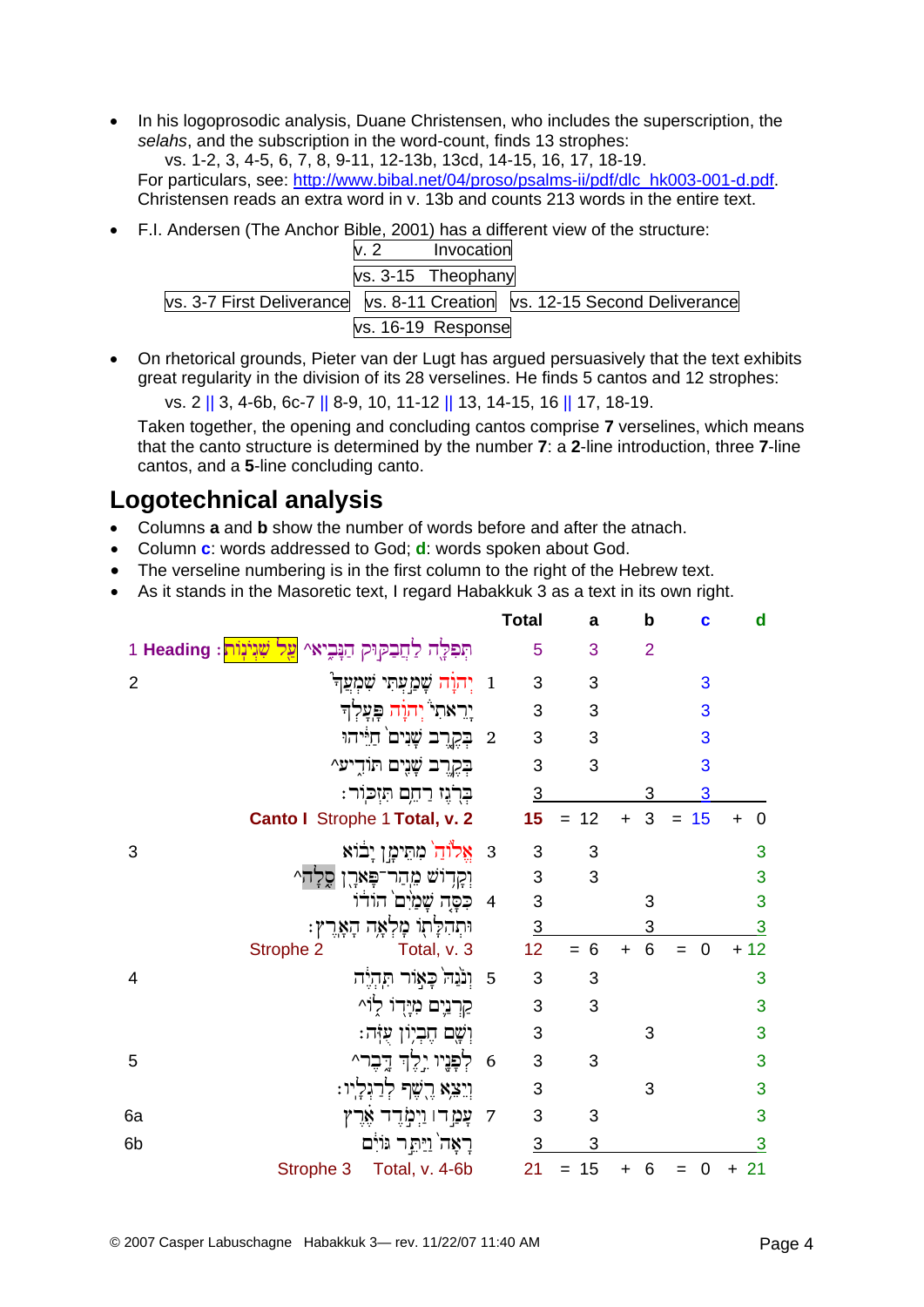- In his logoprosodic analysis, Duane Christensen, who includes the superscription, the *selahs*, and the subscription in the word-count, finds 13 strophes:
  vs. 1-2, 3, 4-5, 6, 7, 8, 9-11, 12-13b, 13cd, 14-15, 16, 17, 18-19.
  For particulars, see: http://www.bibal.net/04/proso/psalms-ii/pdf/dlc_hk003-001-d.pdf.
  Christensen reads an extra word in v. 13b and counts 213 words in the entire text.

- F.I. Andersen (The Anchor Bible, 2001) has a different view of the structure:

| | | |
|---|---|---|
| | v. 2 Invocation | |
| | vs. 3-15 Theophany | |
| vs. 3-7 First Deliverance | vs. 8-11 Creation | vs. 12-15 Second Deliverance |
| | vs. 16-19 Response | |

- On rhetorical grounds, Pieter van der Lugt has argued persuasively that the text exhibits great regularity in the division of its 28 verselines. He finds 5 cantos and 12 strophes:
  vs. 2 || 3, 4-6b, 6c-7 || 8-9, 10, 11-12 || 13, 14-15, 16 || 17, 18-19.
  Taken together, the opening and concluding cantos comprise **7** verselines, which means that the canto structure is determined by the number **7**: a **2**-line introduction, three **7**-line cantos, and a **5**-line concluding canto.

## Logotechnical analysis

- Columns **a** and **b** show the number of words before and after the atnach.
- Column **c**: words addressed to God; **d**: words spoken about God.
- The verseline numbering is in the first column to the right of the Hebrew text.
- As it stands in the Masoretic text, I regard Habakkuk 3 as a text in its own right.

| | | | Total | a | b | c | d |
|---|---|---|---|---|---|---|---|
| 1 Heading : | עַל שִׁגְיֹנוֹת ^תְּפִלָּה לַחֲבַקּוּק הַנָּבִיא | | 5 | 3 | 2 | | |
| 2 | יְהוָה שָׁמַעְתִּי שִׁמְעֲךָ | 1 | 3 | 3 | | 3 | |
| | יָרֵאתִי יְהוָה פָּעָלְךָ | | 3 | 3 | | 3 | |
| | בְּקֶרֶב שָׁנִים חַיֵּיהוּ | 2 | 3 | 3 | | 3 | |
| | ^בְּקֶרֶב שָׁנִים תּוֹדִיעַ | | 3 | 3 | | 3 | |
| | בְּרֹגֶז רַחֵם תִּזְכּוֹר׃ | | 3 | | 3 | 3 | |
| | **Canto I** Strophe 1 **Total, v. 2** | | **15** | = 12 | + 3 | = 15 | + 0 |
| 3 | אֱלוֹהַ מִתֵּימָן יָבוֹא | 3 | 3 | 3 | | | 3 |
| | ^וְקָדוֹשׁ מֵהַר־פָּארָן סֶלָה | | 3 | 3 | | | 3 |
| | כִּסָּה שָׁמַיִם הוֹדוֹ | 4 | 3 | | 3 | | 3 |
| | וּתְהִלָּתוֹ מָלְאָה הָאָרֶץ׃ | | 3 | | 3 | | 3 |
| | Strophe 2 Total, v. 3 | | 12 | = 6 | + 6 | = 0 | + 12 |
| 4 | וְנֹגַהּ כָּאוֹר תִּהְיֶה | 5 | 3 | 3 | | | 3 |
| | ^קַרְנַיִם מִיָּדוֹ לוֹ | | 3 | 3 | | | 3 |
| | וְשָׁם חֶבְיוֹן עֻזֹּה׃ | | 3 | | 3 | | 3 |
| 5 | ^לְפָנָיו יֵלֶךְ דָּבֶר | 6 | 3 | 3 | | | 3 |
| | וְיֵצֵא רֶשֶׁף לְרַגְלָיו׃ | | 3 | | 3 | | 3 |
| 6a | עָמַד ׀ וַיְמֹדֶד אֶרֶץ | 7 | 3 | 3 | | | 3 |
| 6b | רָאָה וַיַּתֵּר גּוֹיִם | | 3 | 3 | | | 3 |
| | Strophe 3 Total, v. 4-6b | | 21 | = 15 | + 6 | = 0 | + 21 |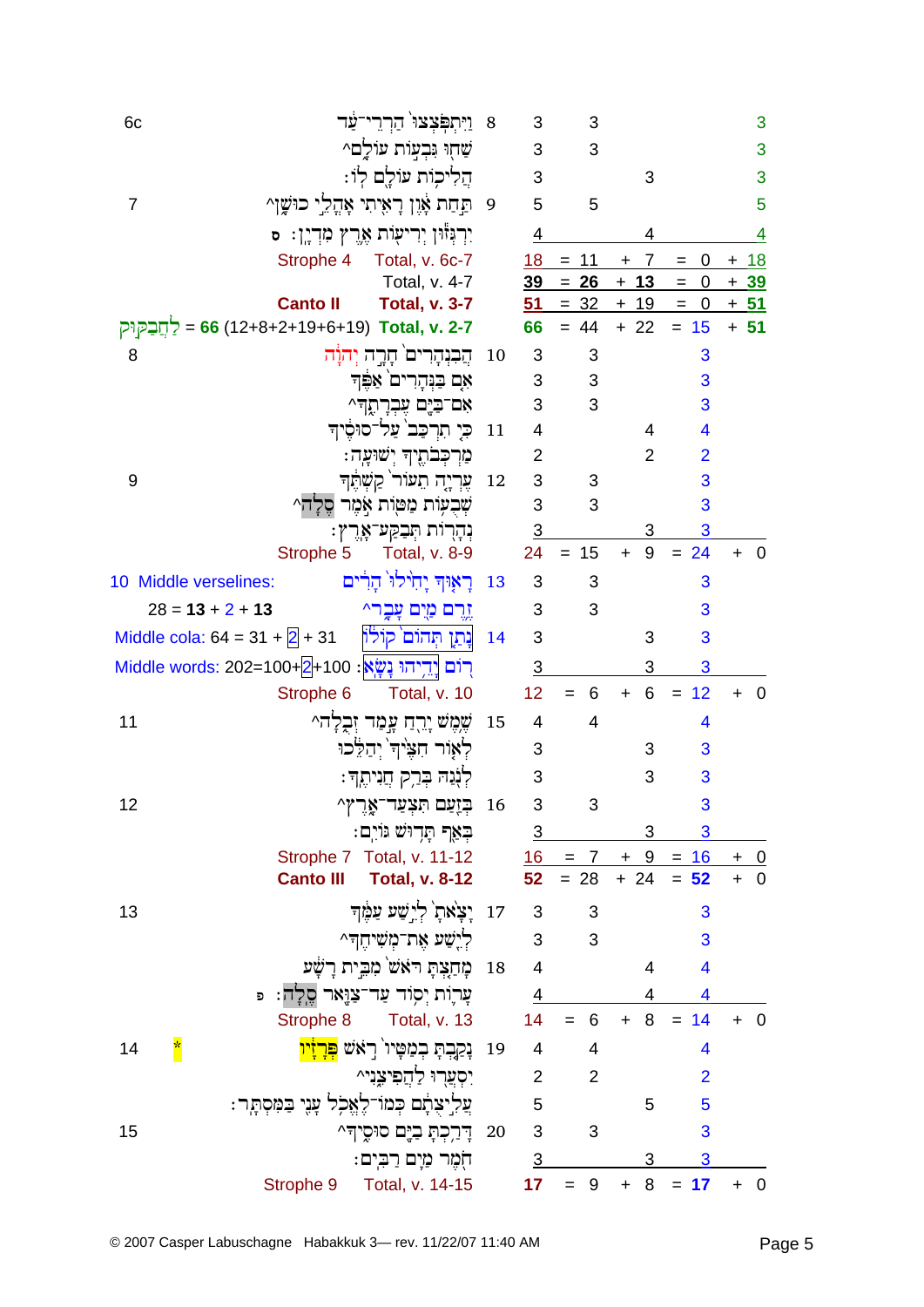| Verse | | Hebrew text | Colon | Words | | | | | |
|---|---|---|---|---|---|---|---|---|---|
| 6c | | וַיִּתְפֹּצְצוּ֙ הַרְרֵי־עַ֔ד | 8 | 3 | 3 | | 3 | | |
| | | שַׁח֖וּ גִּבְע֣וֹת עוֹלָ֑ם^ | | 3 | 3 | | 3 | | |
| | | הֲלִיכ֥וֹת עוֹלָ֖ם לֽוֹ׃ | | 3 | | 3 | 3 | | |
| 7 | | תַּ֣חַת אָ֔וֶן רָאִ֖יתִי אָהֳלֵ֣י כוּשָׁ֑ן^ | 9 | 5 | 5 | | 5 | | |
| | | יִרְגְּז֕וּן יְרִיע֖וֹת אֶ֥רֶץ מִדְיָֽן׃ ס | | 4 | | 4 | 4 | | |
| | Strophe 4 | Total, v. 6c-7 | | 18 | = 11 | + 7 | = 0 | + 18 | |
| | | Total, v. 4-7 | | 39 | = 26 | + 13 | = 0 | + 39 | |
| | Canto II | Total, v. 3-7 | | 51 | = 32 | + 19 | = 0 | + 51 | |
| | לַחֲבַקּוּק = 66 (12+8+2+19+6+19) | Total, v. 2-7 | | 66 | = 44 | + 22 | = 15 | + 51 | |
| 8 | | הֲבִנְהָרִים֙ חָרָ֣ה יְהוָ֔ה | 10 | 3 | 3 | | 3 | | |
| | | אִ֤ם בַּנְּהָרִים֙ אַפֶּ֔ךָ | | 3 | 3 | | 3 | | |
| | | אִם־בַּיָּ֖ם עֶבְרָתֶ֑ךָ^ | | 3 | 3 | | 3 | | |
| | | כִּ֤י תִרְכַּב֙ עַל־סוּסֶ֔יךָ | 11 | 4 | | 4 | 4 | | |
| | | מַרְכְּבֹתֶ֖יךָ יְשׁוּעָֽה׃ | | 2 | | 2 | 2 | | |
| 9 | | עֶרְיָ֤ה תֵעוֹר֙ קַשְׁתֶּ֔ךָ | 12 | 3 | 3 | | 3 | | |
| | | שְׁבֻע֥וֹת מַטּ֖וֹת אֹ֣מֶר סֶ֑לָה^ | | 3 | 3 | | 3 | | |
| | | נְהָר֖וֹת תְּבַקַּע־אָֽרֶץ׃ | | 3 | | 3 | 3 | | |
| | Strophe 5 | Total, v. 8-9 | | 24 | = 15 | + 9 | = 24 | + 0 | |
| 10 | Middle verselines: | רָא֤וּךָ יָחִ֙ילוּ֙ הָרִ֔ים | 13 | 3 | 3 | | 3 | | |
| | 28 = 13 + 2 + 13 | זֶ֥רֶם מַ֖יִם עָבָ֑ר^ | | 3 | 3 | | 3 | | |
| | Middle cola: 64 = 31 + 2 + 31 | נָתַ֤ן תְּהוֹם֙ קוֹל֔וֹ | 14 | 3 | | 3 | 3 | | |
| | Middle words: 202=100+2+100 | ר֖וֹם יָדֵ֥יהוּ נָשָֽׂא׃ | | 3 | | 3 | 3 | | |
| | Strophe 6 | Total, v. 10 | | 12 | = 6 | + 6 | = 12 | + 0 | |
| 11 | | שֶׁ֥מֶשׁ יָרֵ֖חַ עָ֣מַד זְבֻ֑לָה^ | 15 | 4 | 4 | | 4 | | |
| | | לְא֤וֹר חִצֶּ֙יךָ֙ יְהַלֵּ֔כוּ | | 3 | | 3 | 3 | | |
| | | לְנֹ֖גַהּ בְּרַ֥ק חֲנִיתֶֽךָ׃ | | 3 | | 3 | 3 | | |
| 12 | | בְּזַ֖עַם תִּצְעַד־אָ֑רֶץ^ | 16 | 3 | 3 | | 3 | | |
| | | בְּאַ֖ף תָּד֥וּשׁ גּוֹיִֽם׃ | | 3 | | 3 | 3 | | |
| | Strophe 7 | Total, v. 11-12 | | 16 | = 7 | + 9 | = 16 | + 0 | |
| | Canto III | Total, v. 8-12 | | 52 | = 28 | + 24 | = 52 | + 0 | |
| 13 | | יָצָ֙אתָ֙ לְיֵ֣שַׁע עַמֶּ֔ךָ | 17 | 3 | 3 | | 3 | | |
| | | לְיֵ֖שַׁע אֶת־מְשִׁיחֶ֑ךָ^ | | 3 | 3 | | 3 | | |
| | | מָחַ֤צְתָּ רֹּאשׁ֙ מִבֵּ֣ית רָשָׁ֔ע | 18 | 4 | | 4 | 4 | | |
| | | עָר֛וֹת יְס֥וֹד עַד־צַוָּ֖אר סֶֽלָה׃ פ | | 4 | | 4 | 4 | | |
| | Strophe 8 | Total, v. 13 | | 14 | = 6 | + 8 | = 14 | + 0 | |
| 14 | * | נָקַ֤בְתָּ בְמַטָּיו֙ רֹ֣אשׁ פְּרָזָ֔ו | 19 | 4 | 4 | | 4 | | |
| | | יִסְעֲר֖וּ לַהֲפִיצֵ֑נִי^ | | 2 | 2 | | 2 | | |
| | | עֲלִ֣יצֻתָ֔ם כְּמוֹ־לֶאֱכֹ֥ל עָנִ֖י בַּמִּסְתָּֽר׃ | | 5 | | 5 | 5 | | |
| 15 | | דָּרַ֥כְתָּ בַיָּ֖ם סוּסֶ֑יךָ^ | 20 | 3 | 3 | | 3 | | |
| | | חֹ֖מֶר מַ֥יִם רַבִּֽים׃ | | 3 | | 3 | 3 | | |
| | Strophe 9 | Total, v. 14-15 | | 17 | = 9 | + 8 | = 17 | + 0 | |

© 2007 Casper Labuschagne Habakkuk 3— rev. 11/22/07 11:40 AM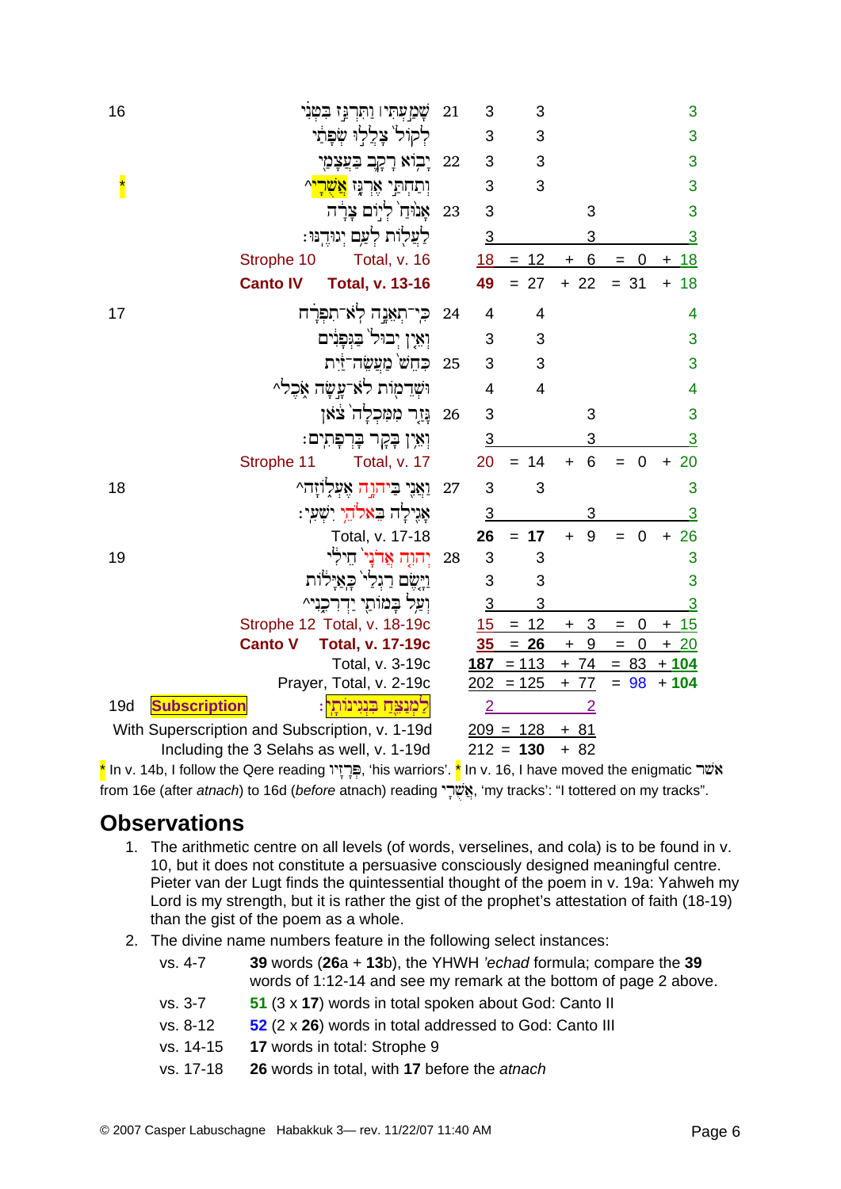| | | | | | | | |
|---|---|---|---|---|---|---|---|
| 16 | שָׁמַ֣עְתִּי׀ וַתִּרְגַּ֣ז בִּטְנִ֗י | 21 | 3 | 3 | | | 3 |
| | לְקוֹל֙ צָלֲל֣וּ שְׂפָתַ֔י | | 3 | 3 | | | 3 |
| | יָב֥וֹא רָקָ֛ב בַּעֲצָמַ֖י | 22 | 3 | 3 | | | 3 |
| * | וְתַחְתַּ֣י אֶרְגָּ֑ז אֲשֶׁרָ֫י^ | | 3 | 3 | | | 3 |
| | אָנ֙וּחַ֙ לְי֣וֹם צָרָ֔ה | 23 | 3 | | 3 | | 3 |
| | לַעֲל֖וֹת לְעַ֥ם יְגוּדֶֽנּוּ׃ | | 3 | | 3 | | 3 |
| | Strophe 10 Total, v. 16 | | 18 | = 12 | + 6 | = 0 | + 18 |
| | **Canto IV Total, v. 13-16** | | **49** | = 27 | + 22 | = 31 | + 18 |
| 17 | כִּֽי־תְאֵנָ֣ה לֹֽא־תִפְרָ֗ח | 24 | 4 | 4 | | | 4 |
| | וְאֵ֤ין יְבוּל֙ בַּגְּפָנִ֔ים | | 3 | 3 | | | 3 |
| | כִּחֵשׁ֙ מַעֲשֵׂה־זַ֔יִת | 25 | 3 | 3 | | | 3 |
| | וּשְׁדֵמ֖וֹת לֹא־עָ֣שָׂה אֹ֑כֶל^ | | 4 | 4 | | | 4 |
| | גָּזַ֤ר מִמִּכְלָה֙ צֹ֔אן | 26 | 3 | | 3 | | 3 |
| | וְאֵ֥ין בָּקָ֖ר בָּרְפָתִֽים׃ | | 3 | | 3 | | 3 |
| | Strophe 11 Total, v. 17 | | 20 | = 14 | + 6 | = 0 | + 20 |
| 18 | וַאֲנִ֖י בַּיהוָ֣ה אֶעְל֑וֹזָה^ | 27 | 3 | 3 | | | 3 |
| | אָגִ֖ילָה בֵּאלֹהֵ֥י יִשְׁעִֽי׃ | | 3 | | 3 | | 3 |
| | Total, v. 17-18 | | **26** | = **17** | + 9 | = 0 | + 26 |
| 19 | יְהוִ֤ה אֲדֹנָי֙ חֵילִ֔י | 28 | 3 | 3 | | | 3 |
| | וַיָּ֤שֶׂם רַגְלַי֙ כָּֽאַיָּל֔וֹת | | 3 | 3 | | | 3 |
| | וְעַ֥ל בָּמוֹתַ֖י יַדְרִכֵ֑נִי^ | | 3 | 3 | | | 3 |
| | Strophe 12 Total, v. 18-19c | | 15 | = 12 | + 3 | = 0 | + 15 |
| | **Canto V Total, v. 17-19c** | | **35** | = **26** | + 9 | = 0 | + 20 |
| | Total, v. 3-19c | | **187** | = 113 | + 74 | = 83 | + **104** |
| | Prayer, Total, v. 2-19c | | 202 | = 125 | + 77 | = **98** | + **104** |
| 19d | **Subscription** לַמְנַצֵּ֖חַ בִּנְגִינוֹתָֽי׃ | | 2 | | 2 | | |
| | With Superscription and Subscription, v. 1-19d | | 209 | = 128 | + 81 | | |
| | Including the 3 Selahs as well, v. 1-19d | | 212 | = **130** | + 82 | | |

* In v. 14b, I follow the Qere reading פְּרָזָיו, 'his warriors'. * In v. 16, I have moved the enigmatic אשׁר from 16e (after *atnach*) to 16d (*before* atnach) reading אֲשֻׁרָי, 'my tracks': "I tottered on my tracks".

## Observations

1. The arithmetic centre on all levels (of words, verselines, and cola) is to be found in v. 10, but it does not constitute a persuasive consciously designed meaningful centre. Pieter van der Lugt finds the quintessential thought of the poem in v. 19a: Yahweh my Lord is my strength, but it is rather the gist of the prophet's attestation of faith (18-19) than the gist of the poem as a whole.
2. The divine name numbers feature in the following select instances:

| | |
|---|---|
| vs. 4-7 | **39** words (**26**a + **13**b), the YHWH *'echad* formula; compare the **39** words of 1:12-14 and see my remark at the bottom of page 2 above. |
| vs. 3-7 | **51** (3 x **17**) words in total spoken about God: Canto II |
| vs. 8-12 | **52** (2 x **26**) words in total addressed to God: Canto III |
| vs. 14-15 | **17** words in total: Strophe 9 |
| vs. 17-18 | **26** words in total, with **17** before the *atnach* |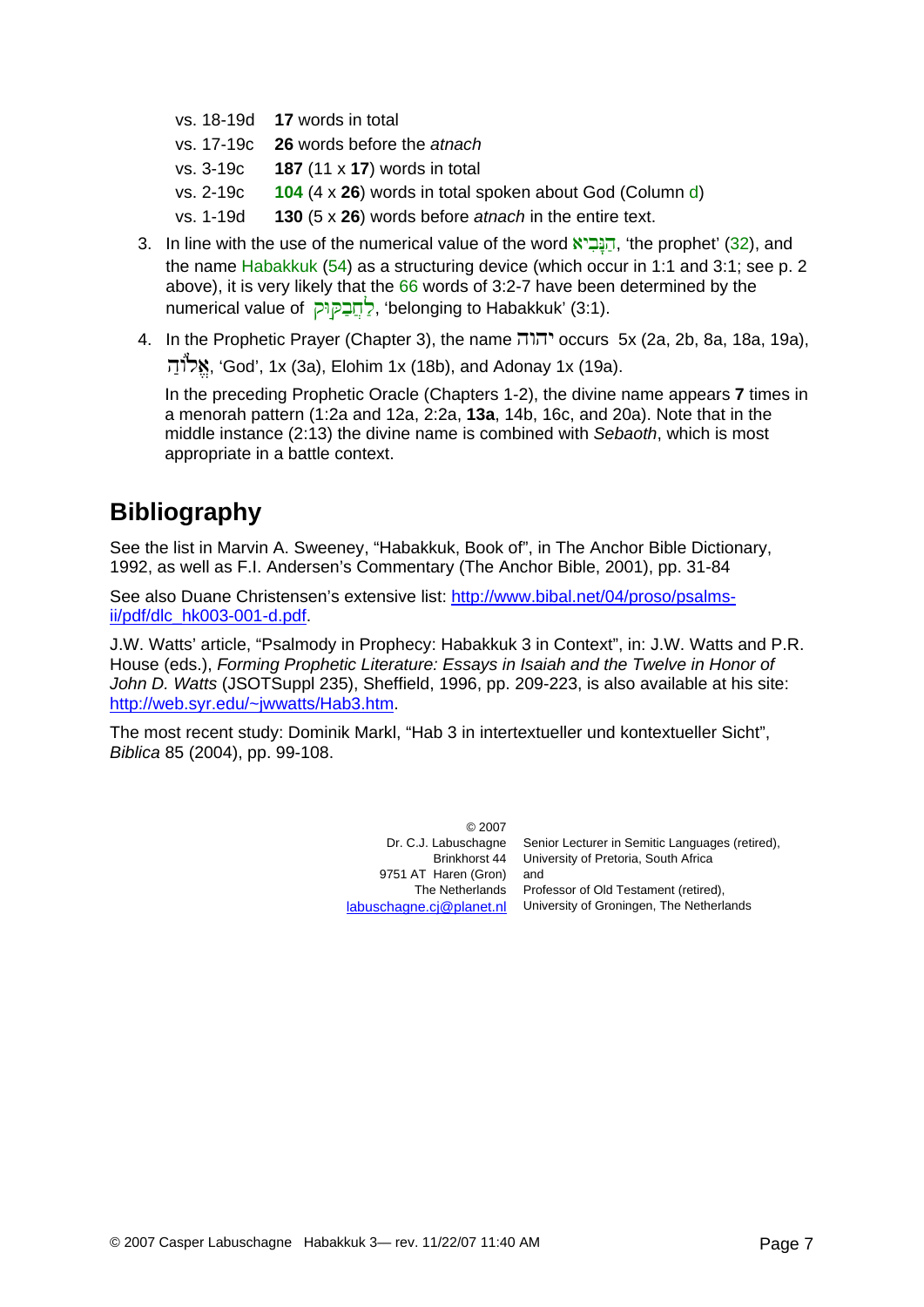| | |
|---|---|
| vs. 18-19d | **17** words in total |
| vs. 17-19c | **26** words before the *atnach* |
| vs. 3-19c | **187** (11 x **17**) words in total |
| vs. 2-19c | **104** (4 x **26**) words in total spoken about God (Column d) |
| vs. 1-19d | **130** (5 x **26**) words before *atnach* in the entire text. |

3. In line with the use of the numerical value of the word הַנָּבִיא, 'the prophet' (32), and the name Habakkuk (54) as a structuring device (which occur in 1:1 and 3:1; see p. 2 above), it is very likely that the 66 words of 3:2-7 have been determined by the numerical value of לַחֲבַקּוּק, 'belonging to Habakkuk' (3:1).

4. In the Prophetic Prayer (Chapter 3), the name יהוה occurs 5x (2a, 2b, 8a, 18a, 19a), אֱלוֹהַּ, 'God', 1x (3a), Elohim 1x (18b), and Adonay 1x (19a).

   In the preceding Prophetic Oracle (Chapters 1-2), the divine name appears **7** times in a menorah pattern (1:2a and 12a, 2:2a, **13a**, 14b, 16c, and 20a). Note that in the middle instance (2:13) the divine name is combined with *Sebaoth*, which is most appropriate in a battle context.

## Bibliography

See the list in Marvin A. Sweeney, "Habakkuk, Book of", in The Anchor Bible Dictionary, 1992, as well as F.I. Andersen's Commentary (The Anchor Bible, 2001), pp. 31-84

See also Duane Christensen's extensive list: http://www.bibal.net/04/proso/psalms-ii/pdf/dlc_hk003-001-d.pdf.

J.W. Watts' article, "Psalmody in Prophecy: Habakkuk 3 in Context", in: J.W. Watts and P.R. House (eds.), *Forming Prophetic Literature: Essays in Isaiah and the Twelve in Honor of John D. Watts* (JSOTSuppl 235), Sheffield, 1996, pp. 209-223, is also available at his site: http://web.syr.edu/~jwwatts/Hab3.htm.

The most recent study: Dominik Markl, "Hab 3 in intertextueller und kontextueller Sicht", *Biblica* 85 (2004), pp. 99-108.

© 2007
Dr. C.J. Labuschagne
Brinkhorst 44
9751 AT Haren (Gron)
The Netherlands
labuschagne.cj@planet.nl

Senior Lecturer in Semitic Languages (retired),
University of Pretoria, South Africa
and
Professor of Old Testament (retired),
University of Groningen, The Netherlands